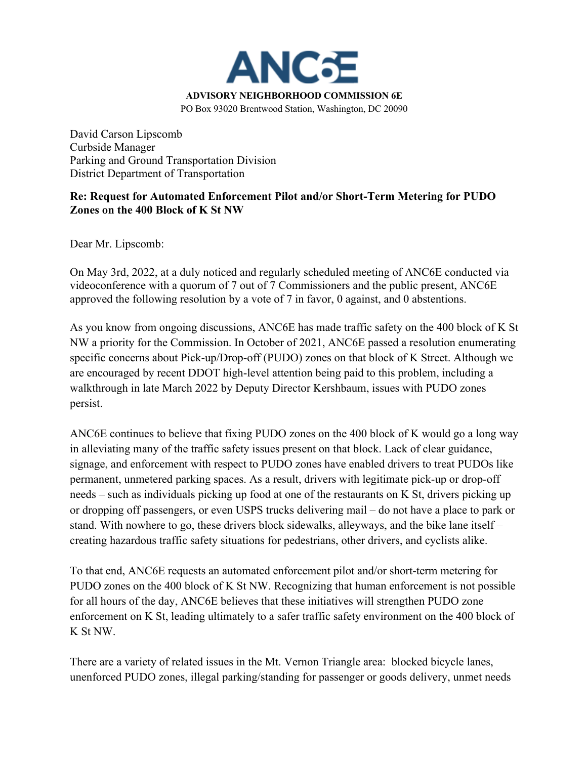# ANC6E

**ADVISORY NEIGHBORHOOD COMMISSION 6E**

PO Box 93020 Brentwood Station, Washington, DC 20090

David Carson Lipscomb
Curbside Manager
Parking and Ground Transportation Division
District Department of Transportation

**Re: Request for Automated Enforcement Pilot and/or Short-Term Metering for PUDO Zones on the 400 Block of K St NW**

Dear Mr. Lipscomb:

On May 3rd, 2022, at a duly noticed and regularly scheduled meeting of ANC6E conducted via videoconference with a quorum of 7 out of 7 Commissioners and the public present, ANC6E approved the following resolution by a vote of 7 in favor, 0 against, and 0 abstentions.

As you know from ongoing discussions, ANC6E has made traffic safety on the 400 block of K St NW a priority for the Commission. In October of 2021, ANC6E passed a resolution enumerating specific concerns about Pick-up/Drop-off (PUDO) zones on that block of K Street. Although we are encouraged by recent DDOT high-level attention being paid to this problem, including a walkthrough in late March 2022 by Deputy Director Kershbaum, issues with PUDO zones persist.

ANC6E continues to believe that fixing PUDO zones on the 400 block of K would go a long way in alleviating many of the traffic safety issues present on that block. Lack of clear guidance, signage, and enforcement with respect to PUDO zones have enabled drivers to treat PUDOs like permanent, unmetered parking spaces. As a result, drivers with legitimate pick-up or drop-off needs – such as individuals picking up food at one of the restaurants on K St, drivers picking up or dropping off passengers, or even USPS trucks delivering mail – do not have a place to park or stand. With nowhere to go, these drivers block sidewalks, alleyways, and the bike lane itself – creating hazardous traffic safety situations for pedestrians, other drivers, and cyclists alike.

To that end, ANC6E requests an automated enforcement pilot and/or short-term metering for PUDO zones on the 400 block of K St NW. Recognizing that human enforcement is not possible for all hours of the day, ANC6E believes that these initiatives will strengthen PUDO zone enforcement on K St, leading ultimately to a safer traffic safety environment on the 400 block of K St NW.

There are a variety of related issues in the Mt. Vernon Triangle area: blocked bicycle lanes, unenforced PUDO zones, illegal parking/standing for passenger or goods delivery, unmet needs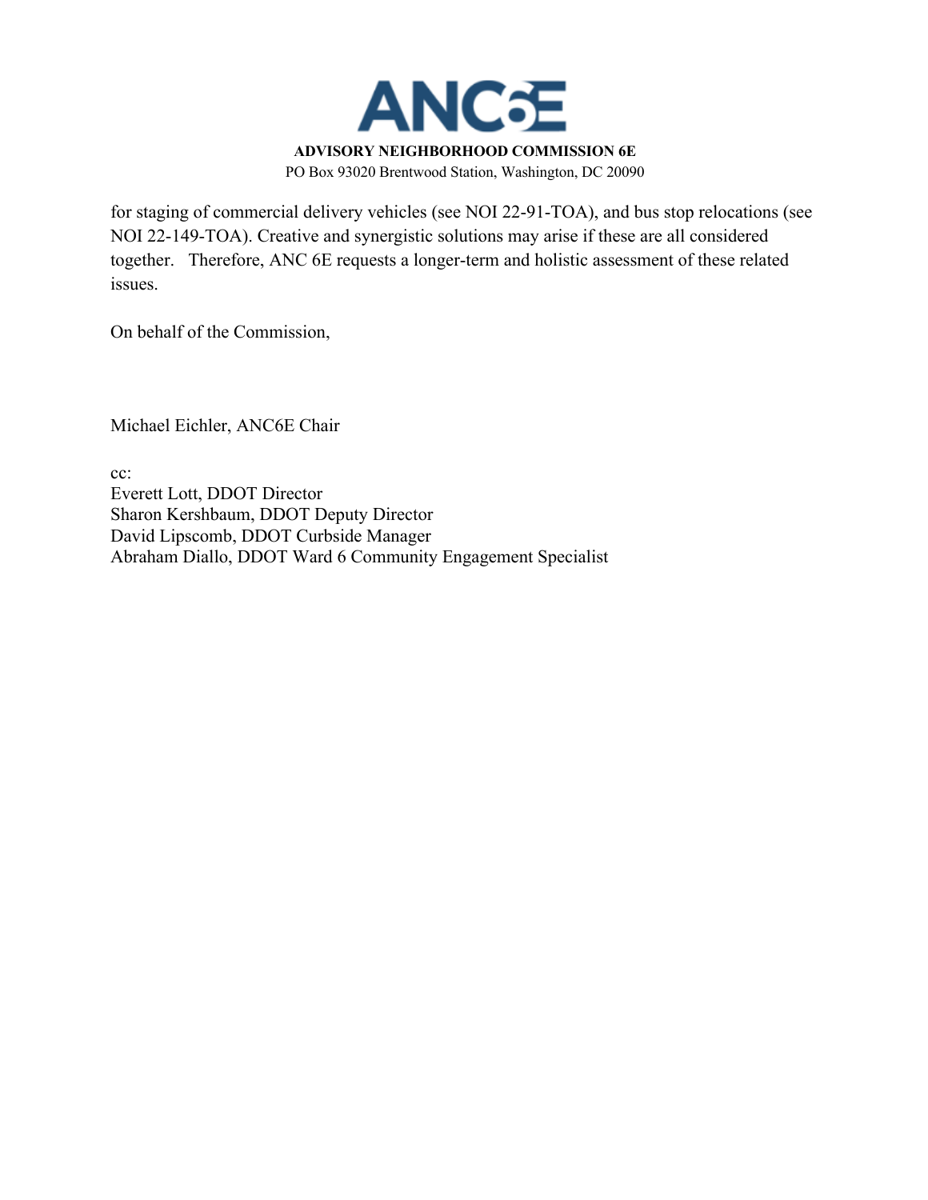**ADVISORY NEIGHBORHOOD COMMISSION 6E**

PO Box 93020 Brentwood Station, Washington, DC 20090

for staging of commercial delivery vehicles (see NOI 22-91-TOA), and bus stop relocations (see NOI 22-149-TOA). Creative and synergistic solutions may arise if these are all considered together. Therefore, ANC 6E requests a longer-term and holistic assessment of these related issues.

On behalf of the Commission,

Michael Eichler, ANC6E Chair

cc:
Everett Lott, DDOT Director
Sharon Kershbaum, DDOT Deputy Director
David Lipscomb, DDOT Curbside Manager
Abraham Diallo, DDOT Ward 6 Community Engagement Specialist